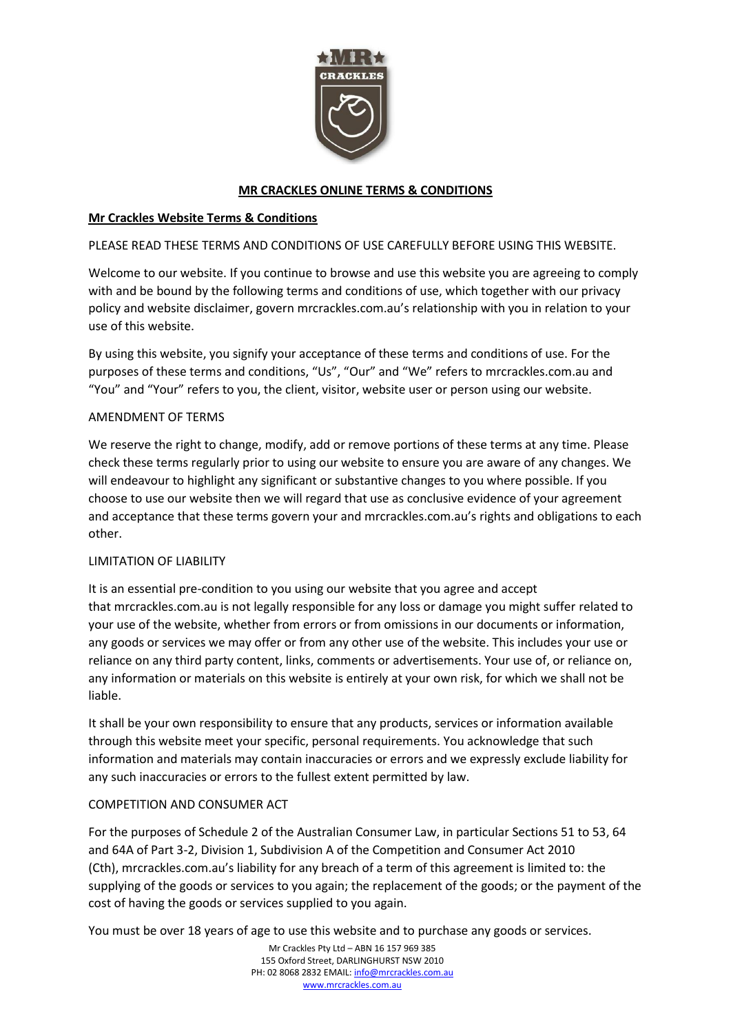# MR CRACKLES ONLINE TERMS & CONDITIONS

## Mr Crackles Website Terms & Conditions

PLEASE READ THESE TERMS AND CONDITIONS OF USE CAREFULLY BEFORE USING THIS WEBSITE.

Welcome to our website. If you continue to browse and use this website you are agreeing to comply with and be bound by the following terms and conditions of use, which together with our privacy policy and website disclaimer, govern mrcrackles.com.au's relationship with you in relation to your use of this website.

By using this website, you signify your acceptance of these terms and conditions of use. For the purposes of these terms and conditions, "Us", "Our" and "We" refers to mrcrackles.com.au and "You" and "Your" refers to you, the client, visitor, website user or person using our website.

### AMENDMENT OF TERMS

We reserve the right to change, modify, add or remove portions of these terms at any time. Please check these terms regularly prior to using our website to ensure you are aware of any changes. We will endeavour to highlight any significant or substantive changes to you where possible. If you choose to use our website then we will regard that use as conclusive evidence of your agreement and acceptance that these terms govern your and mrcrackles.com.au's rights and obligations to each other.

### LIMITATION OF LIABILITY

It is an essential pre-condition to you using our website that you agree and accept that mrcrackles.com.au is not legally responsible for any loss or damage you might suffer related to your use of the website, whether from errors or from omissions in our documents or information, any goods or services we may offer or from any other use of the website. This includes your use or reliance on any third party content, links, comments or advertisements. Your use of, or reliance on, any information or materials on this website is entirely at your own risk, for which we shall not be liable.

It shall be your own responsibility to ensure that any products, services or information available through this website meet your specific, personal requirements. You acknowledge that such information and materials may contain inaccuracies or errors and we expressly exclude liability for any such inaccuracies or errors to the fullest extent permitted by law.

### COMPETITION AND CONSUMER ACT

For the purposes of Schedule 2 of the Australian Consumer Law, in particular Sections 51 to 53, 64 and 64A of Part 3-2, Division 1, Subdivision A of the Competition and Consumer Act 2010 (Cth), mrcrackles.com.au's liability for any breach of a term of this agreement is limited to: the supplying of the goods or services to you again; the replacement of the goods; or the payment of the cost of having the goods or services supplied to you again.

You must be over 18 years of age to use this website and to purchase any goods or services.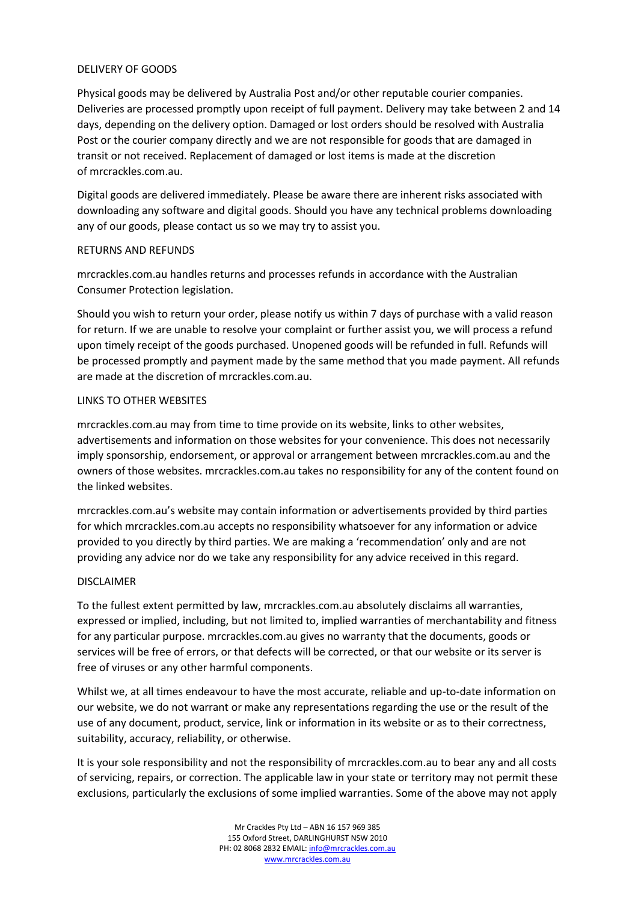## DELIVERY OF GOODS

Physical goods may be delivered by Australia Post and/or other reputable courier companies. Deliveries are processed promptly upon receipt of full payment. Delivery may take between 2 and 14 days, depending on the delivery option. Damaged or lost orders should be resolved with Australia Post or the courier company directly and we are not responsible for goods that are damaged in transit or not received. Replacement of damaged or lost items is made at the discretion of mrcrackles.com.au.

Digital goods are delivered immediately. Please be aware there are inherent risks associated with downloading any software and digital goods. Should you have any technical problems downloading any of our goods, please contact us so we may try to assist you.

## RETURNS AND REFUNDS

mrcrackles.com.au handles returns and processes refunds in accordance with the Australian Consumer Protection legislation.

Should you wish to return your order, please notify us within 7 days of purchase with a valid reason for return. If we are unable to resolve your complaint or further assist you, we will process a refund upon timely receipt of the goods purchased. Unopened goods will be refunded in full. Refunds will be processed promptly and payment made by the same method that you made payment. All refunds are made at the discretion of mrcrackles.com.au.

## LINKS TO OTHER WEBSITES

mrcrackles.com.au may from time to time provide on its website, links to other websites, advertisements and information on those websites for your convenience. This does not necessarily imply sponsorship, endorsement, or approval or arrangement between mrcrackles.com.au and the owners of those websites. mrcrackles.com.au takes no responsibility for any of the content found on the linked websites.

mrcrackles.com.au's website may contain information or advertisements provided by third parties for which mrcrackles.com.au accepts no responsibility whatsoever for any information or advice provided to you directly by third parties. We are making a 'recommendation' only and are not providing any advice nor do we take any responsibility for any advice received in this regard.

## DISCLAIMER

To the fullest extent permitted by law, mrcrackles.com.au absolutely disclaims all warranties, expressed or implied, including, but not limited to, implied warranties of merchantability and fitness for any particular purpose. mrcrackles.com.au gives no warranty that the documents, goods or services will be free of errors, or that defects will be corrected, or that our website or its server is free of viruses or any other harmful components.

Whilst we, at all times endeavour to have the most accurate, reliable and up-to-date information on our website, we do not warrant or make any representations regarding the use or the result of the use of any document, product, service, link or information in its website or as to their correctness, suitability, accuracy, reliability, or otherwise.

It is your sole responsibility and not the responsibility of mrcrackles.com.au to bear any and all costs of servicing, repairs, or correction. The applicable law in your state or territory may not permit these exclusions, particularly the exclusions of some implied warranties. Some of the above may not apply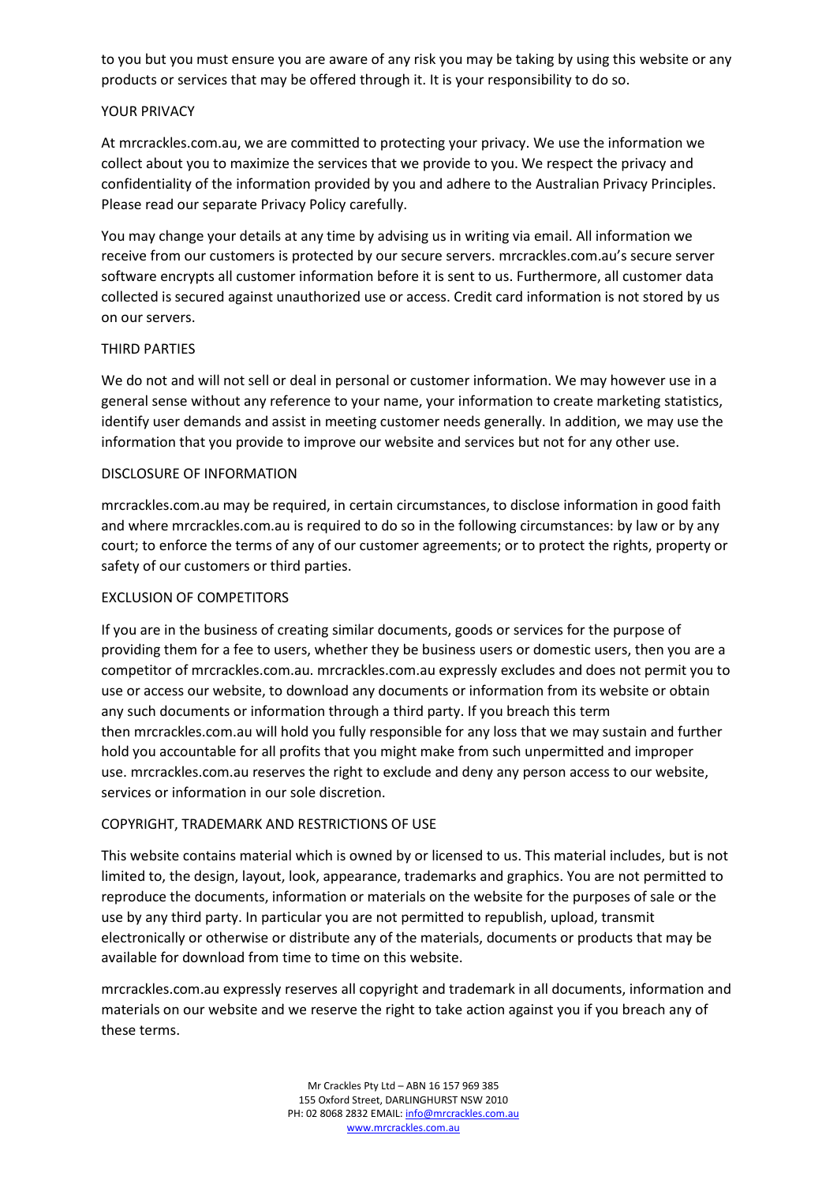to you but you must ensure you are aware of any risk you may be taking by using this website or any products or services that may be offered through it. It is your responsibility to do so.

## YOUR PRIVACY

At mrcrackles.com.au, we are committed to protecting your privacy. We use the information we collect about you to maximize the services that we provide to you. We respect the privacy and confidentiality of the information provided by you and adhere to the Australian Privacy Principles. Please read our separate Privacy Policy carefully.

You may change your details at any time by advising us in writing via email. All information we receive from our customers is protected by our secure servers. mrcrackles.com.au's secure server software encrypts all customer information before it is sent to us. Furthermore, all customer data collected is secured against unauthorized use or access. Credit card information is not stored by us on our servers.

## THIRD PARTIES

We do not and will not sell or deal in personal or customer information. We may however use in a general sense without any reference to your name, your information to create marketing statistics, identify user demands and assist in meeting customer needs generally. In addition, we may use the information that you provide to improve our website and services but not for any other use.

## DISCLOSURE OF INFORMATION

mrcrackles.com.au may be required, in certain circumstances, to disclose information in good faith and where mrcrackles.com.au is required to do so in the following circumstances: by law or by any court; to enforce the terms of any of our customer agreements; or to protect the rights, property or safety of our customers or third parties.

## EXCLUSION OF COMPETITORS

If you are in the business of creating similar documents, goods or services for the purpose of providing them for a fee to users, whether they be business users or domestic users, then you are a competitor of mrcrackles.com.au. mrcrackles.com.au expressly excludes and does not permit you to use or access our website, to download any documents or information from its website or obtain any such documents or information through a third party. If you breach this term then mrcrackles.com.au will hold you fully responsible for any loss that we may sustain and further hold you accountable for all profits that you might make from such unpermitted and improper use. mrcrackles.com.au reserves the right to exclude and deny any person access to our website, services or information in our sole discretion.

## COPYRIGHT, TRADEMARK AND RESTRICTIONS OF USE

This website contains material which is owned by or licensed to us. This material includes, but is not limited to, the design, layout, look, appearance, trademarks and graphics. You are not permitted to reproduce the documents, information or materials on the website for the purposes of sale or the use by any third party. In particular you are not permitted to republish, upload, transmit electronically or otherwise or distribute any of the materials, documents or products that may be available for download from time to time on this website.

mrcrackles.com.au expressly reserves all copyright and trademark in all documents, information and materials on our website and we reserve the right to take action against you if you breach any of these terms.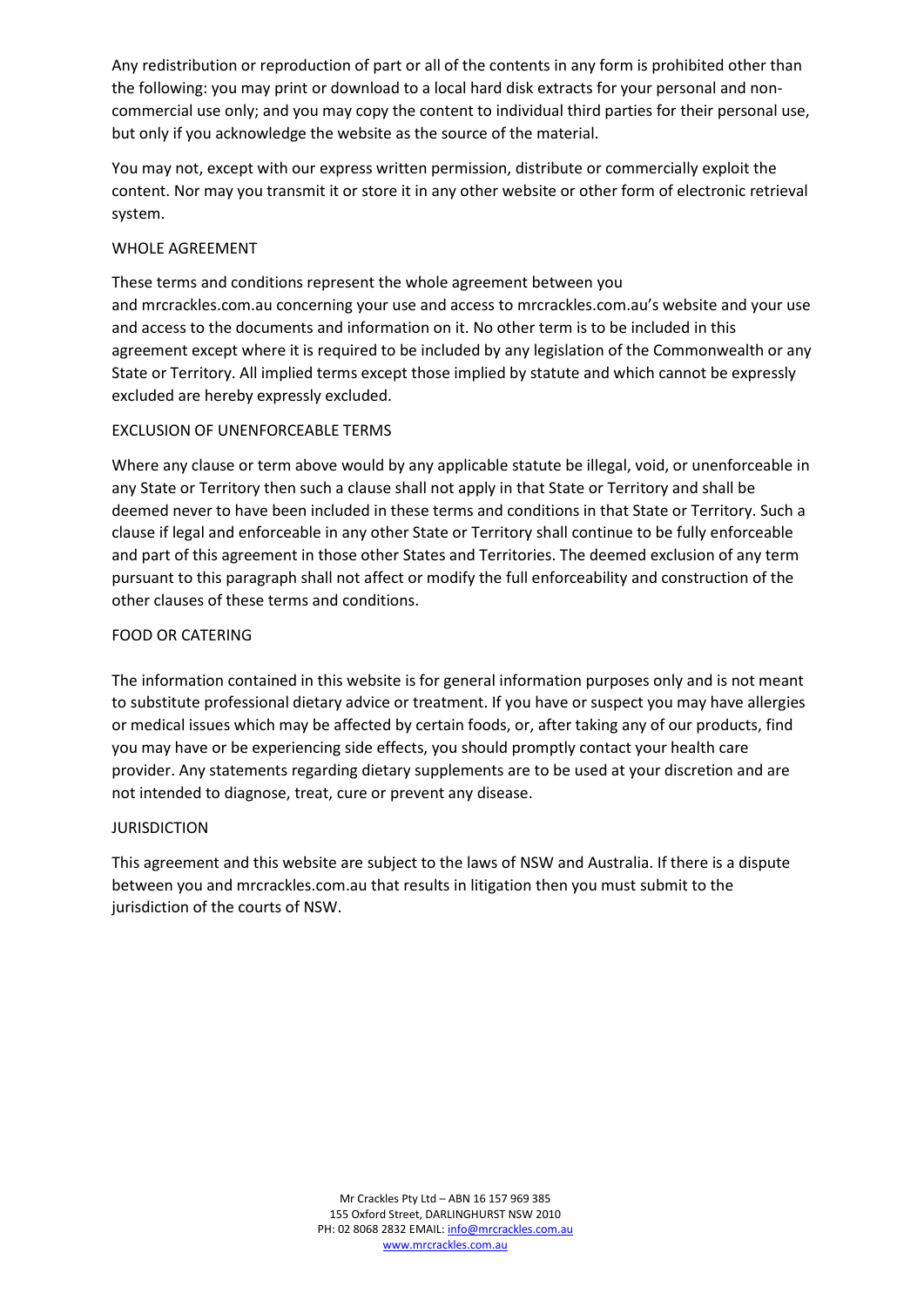Any redistribution or reproduction of part or all of the contents in any form is prohibited other than the following: you may print or download to a local hard disk extracts for your personal and non-commercial use only; and you may copy the content to individual third parties for their personal use, but only if you acknowledge the website as the source of the material.

You may not, except with our express written permission, distribute or commercially exploit the content. Nor may you transmit it or store it in any other website or other form of electronic retrieval system.

## WHOLE AGREEMENT

These terms and conditions represent the whole agreement between you and mrcrackles.com.au concerning your use and access to mrcrackles.com.au's website and your use and access to the documents and information on it. No other term is to be included in this agreement except where it is required to be included by any legislation of the Commonwealth or any State or Territory. All implied terms except those implied by statute and which cannot be expressly excluded are hereby expressly excluded.

## EXCLUSION OF UNENFORCEABLE TERMS

Where any clause or term above would by any applicable statute be illegal, void, or unenforceable in any State or Territory then such a clause shall not apply in that State or Territory and shall be deemed never to have been included in these terms and conditions in that State or Territory. Such a clause if legal and enforceable in any other State or Territory shall continue to be fully enforceable and part of this agreement in those other States and Territories. The deemed exclusion of any term pursuant to this paragraph shall not affect or modify the full enforceability and construction of the other clauses of these terms and conditions.

## FOOD OR CATERING

The information contained in this website is for general information purposes only and is not meant to substitute professional dietary advice or treatment. If you have or suspect you may have allergies or medical issues which may be affected by certain foods, or, after taking any of our products, find you may have or be experiencing side effects, you should promptly contact your health care provider. Any statements regarding dietary supplements are to be used at your discretion and are not intended to diagnose, treat, cure or prevent any disease.

## JURISDICTION

This agreement and this website are subject to the laws of NSW and Australia. If there is a dispute between you and mrcrackles.com.au that results in litigation then you must submit to the jurisdiction of the courts of NSW.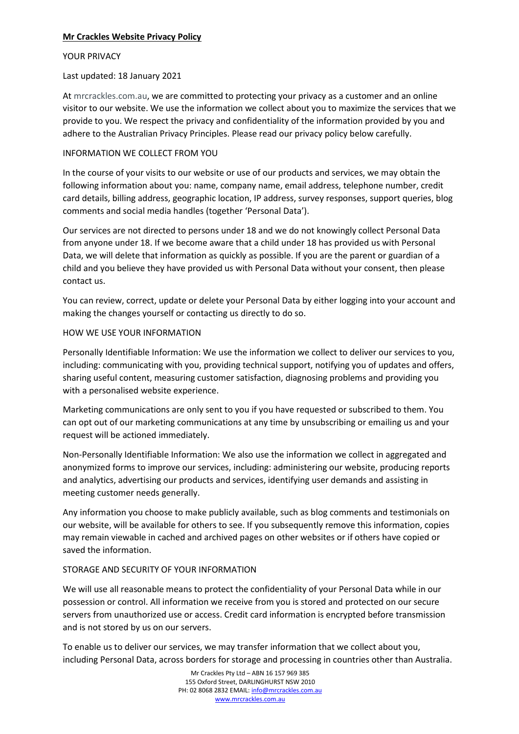**Mr Crackles Website Privacy Policy**

YOUR PRIVACY

Last updated: 18 January 2021

At mrcrackles.com.au, we are committed to protecting your privacy as a customer and an online visitor to our website. We use the information we collect about you to maximize the services that we provide to you. We respect the privacy and confidentiality of the information provided by you and adhere to the Australian Privacy Principles. Please read our privacy policy below carefully.

INFORMATION WE COLLECT FROM YOU

In the course of your visits to our website or use of our products and services, we may obtain the following information about you: name, company name, email address, telephone number, credit card details, billing address, geographic location, IP address, survey responses, support queries, blog comments and social media handles (together 'Personal Data').

Our services are not directed to persons under 18 and we do not knowingly collect Personal Data from anyone under 18. If we become aware that a child under 18 has provided us with Personal Data, we will delete that information as quickly as possible. If you are the parent or guardian of a child and you believe they have provided us with Personal Data without your consent, then please contact us.

You can review, correct, update or delete your Personal Data by either logging into your account and making the changes yourself or contacting us directly to do so.

HOW WE USE YOUR INFORMATION

Personally Identifiable Information: We use the information we collect to deliver our services to you, including: communicating with you, providing technical support, notifying you of updates and offers, sharing useful content, measuring customer satisfaction, diagnosing problems and providing you with a personalised website experience.

Marketing communications are only sent to you if you have requested or subscribed to them. You can opt out of our marketing communications at any time by unsubscribing or emailing us and your request will be actioned immediately.

Non-Personally Identifiable Information: We also use the information we collect in aggregated and anonymized forms to improve our services, including: administering our website, producing reports and analytics, advertising our products and services, identifying user demands and assisting in meeting customer needs generally.

Any information you choose to make publicly available, such as blog comments and testimonials on our website, will be available for others to see. If you subsequently remove this information, copies may remain viewable in cached and archived pages on other websites or if others have copied or saved the information.

STORAGE AND SECURITY OF YOUR INFORMATION

We will use all reasonable means to protect the confidentiality of your Personal Data while in our possession or control. All information we receive from you is stored and protected on our secure servers from unauthorized use or access. Credit card information is encrypted before transmission and is not stored by us on our servers.

To enable us to deliver our services, we may transfer information that we collect about you, including Personal Data, across borders for storage and processing in countries other than Australia.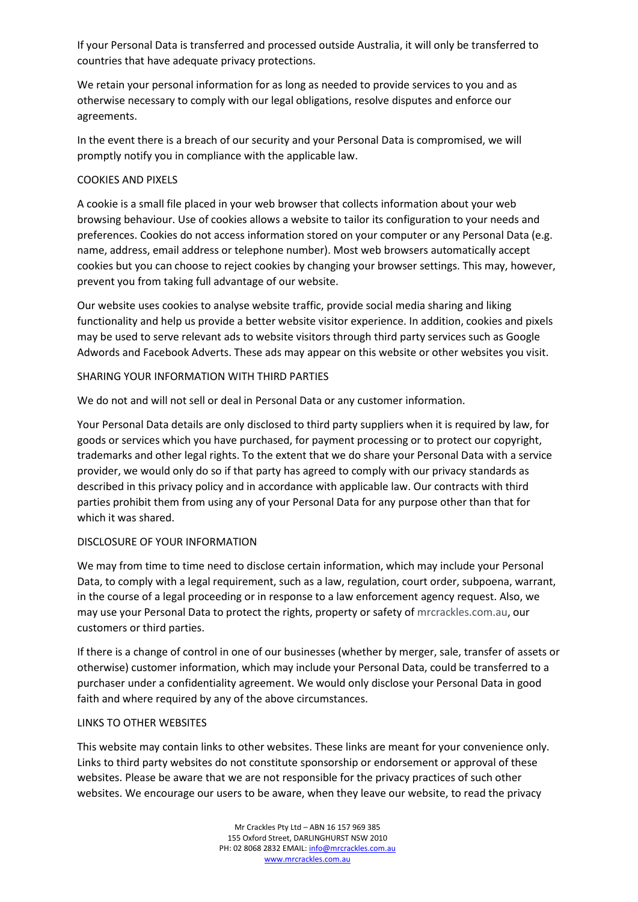If your Personal Data is transferred and processed outside Australia, it will only be transferred to countries that have adequate privacy protections.

We retain your personal information for as long as needed to provide services to you and as otherwise necessary to comply with our legal obligations, resolve disputes and enforce our agreements.

In the event there is a breach of our security and your Personal Data is compromised, we will promptly notify you in compliance with the applicable law.

## COOKIES AND PIXELS

A cookie is a small file placed in your web browser that collects information about your web browsing behaviour. Use of cookies allows a website to tailor its configuration to your needs and preferences. Cookies do not access information stored on your computer or any Personal Data (e.g. name, address, email address or telephone number). Most web browsers automatically accept cookies but you can choose to reject cookies by changing your browser settings. This may, however, prevent you from taking full advantage of our website.

Our website uses cookies to analyse website traffic, provide social media sharing and liking functionality and help us provide a better website visitor experience. In addition, cookies and pixels may be used to serve relevant ads to website visitors through third party services such as Google Adwords and Facebook Adverts. These ads may appear on this website or other websites you visit.

## SHARING YOUR INFORMATION WITH THIRD PARTIES

We do not and will not sell or deal in Personal Data or any customer information.

Your Personal Data details are only disclosed to third party suppliers when it is required by law, for goods or services which you have purchased, for payment processing or to protect our copyright, trademarks and other legal rights. To the extent that we do share your Personal Data with a service provider, we would only do so if that party has agreed to comply with our privacy standards as described in this privacy policy and in accordance with applicable law. Our contracts with third parties prohibit them from using any of your Personal Data for any purpose other than that for which it was shared.

## DISCLOSURE OF YOUR INFORMATION

We may from time to time need to disclose certain information, which may include your Personal Data, to comply with a legal requirement, such as a law, regulation, court order, subpoena, warrant, in the course of a legal proceeding or in response to a law enforcement agency request. Also, we may use your Personal Data to protect the rights, property or safety of mrcrackles.com.au, our customers or third parties.

If there is a change of control in one of our businesses (whether by merger, sale, transfer of assets or otherwise) customer information, which may include your Personal Data, could be transferred to a purchaser under a confidentiality agreement. We would only disclose your Personal Data in good faith and where required by any of the above circumstances.

## LINKS TO OTHER WEBSITES

This website may contain links to other websites. These links are meant for your convenience only. Links to third party websites do not constitute sponsorship or endorsement or approval of these websites. Please be aware that we are not responsible for the privacy practices of such other websites. We encourage our users to be aware, when they leave our website, to read the privacy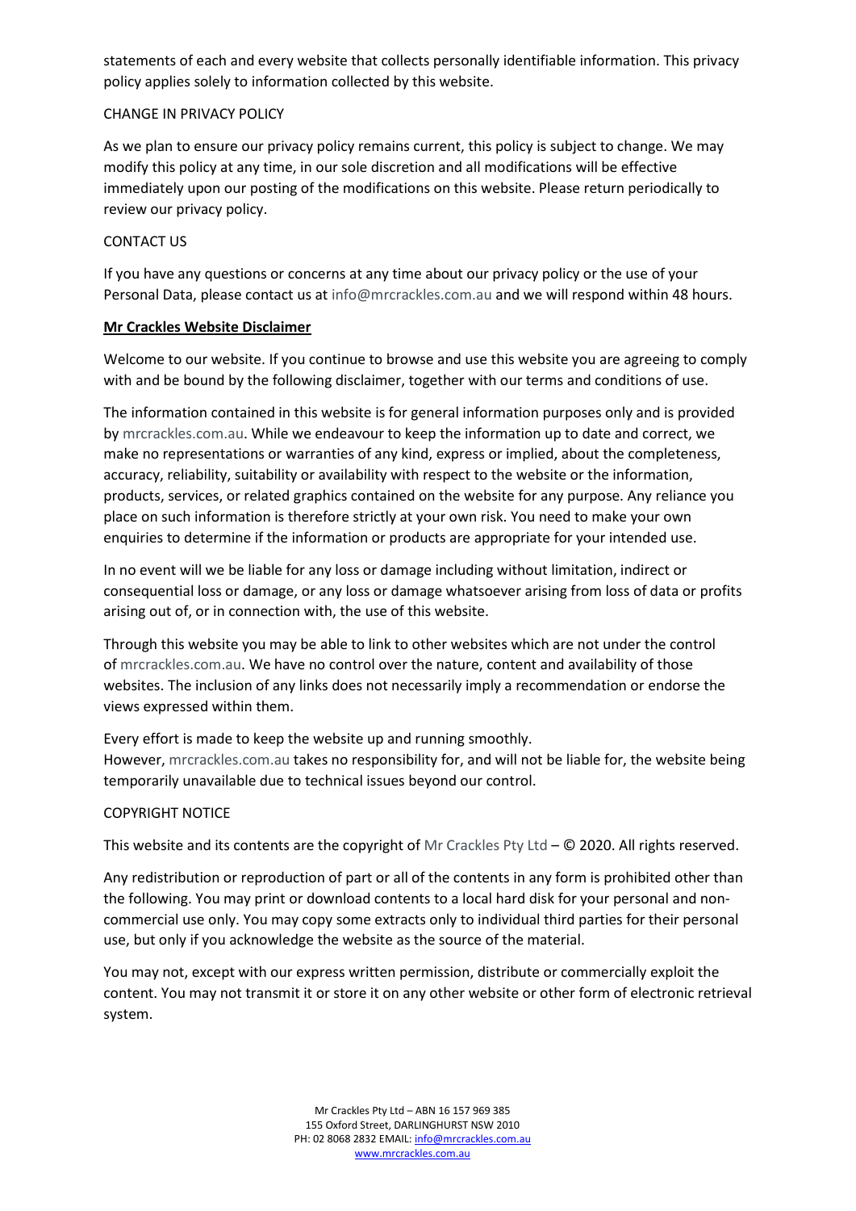statements of each and every website that collects personally identifiable information. This privacy policy applies solely to information collected by this website.

CHANGE IN PRIVACY POLICY

As we plan to ensure our privacy policy remains current, this policy is subject to change. We may modify this policy at any time, in our sole discretion and all modifications will be effective immediately upon our posting of the modifications on this website. Please return periodically to review our privacy policy.

CONTACT US

If you have any questions or concerns at any time about our privacy policy or the use of your Personal Data, please contact us at info@mrcrackles.com.au and we will respond within 48 hours.

**Mr Crackles Website Disclaimer**

Welcome to our website. If you continue to browse and use this website you are agreeing to comply with and be bound by the following disclaimer, together with our terms and conditions of use.

The information contained in this website is for general information purposes only and is provided by mrcrackles.com.au. While we endeavour to keep the information up to date and correct, we make no representations or warranties of any kind, express or implied, about the completeness, accuracy, reliability, suitability or availability with respect to the website or the information, products, services, or related graphics contained on the website for any purpose. Any reliance you place on such information is therefore strictly at your own risk. You need to make your own enquiries to determine if the information or products are appropriate for your intended use.

In no event will we be liable for any loss or damage including without limitation, indirect or consequential loss or damage, or any loss or damage whatsoever arising from loss of data or profits arising out of, or in connection with, the use of this website.

Through this website you may be able to link to other websites which are not under the control of mrcrackles.com.au. We have no control over the nature, content and availability of those websites. The inclusion of any links does not necessarily imply a recommendation or endorse the views expressed within them.

Every effort is made to keep the website up and running smoothly. However, mrcrackles.com.au takes no responsibility for, and will not be liable for, the website being temporarily unavailable due to technical issues beyond our control.

COPYRIGHT NOTICE

This website and its contents are the copyright of Mr Crackles Pty Ltd – © 2020. All rights reserved.

Any redistribution or reproduction of part or all of the contents in any form is prohibited other than the following. You may print or download contents to a local hard disk for your personal and non-commercial use only. You may copy some extracts only to individual third parties for their personal use, but only if you acknowledge the website as the source of the material.

You may not, except with our express written permission, distribute or commercially exploit the content. You may not transmit it or store it on any other website or other form of electronic retrieval system.